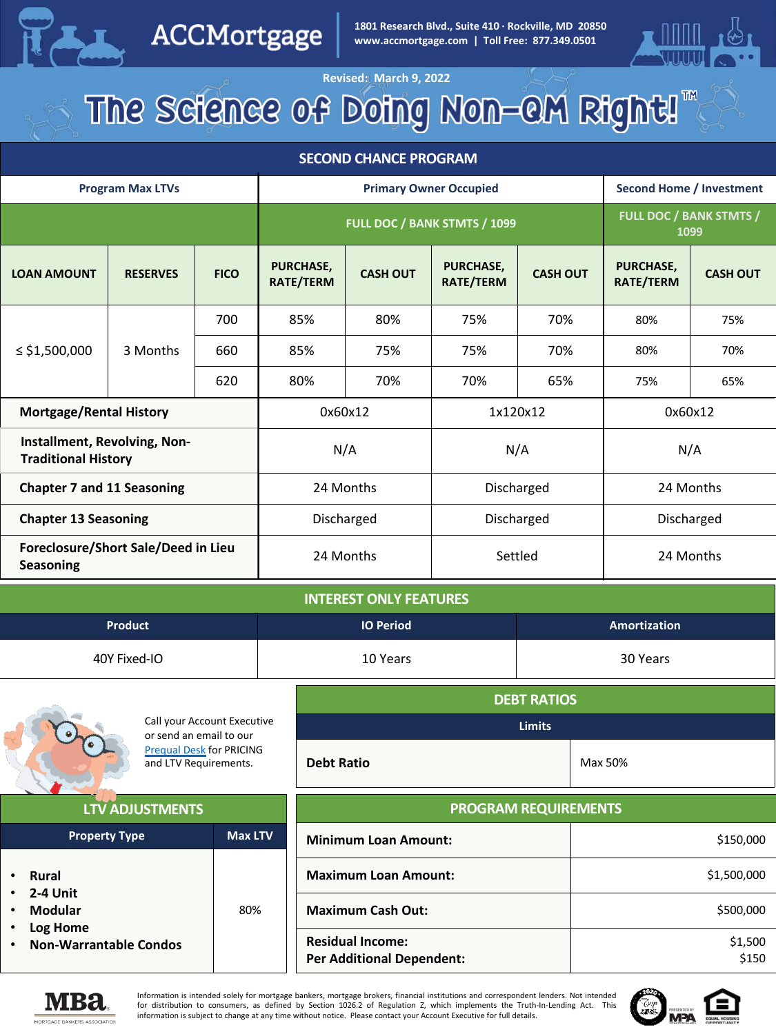# ACCMortgage

1801 Research Blvd., Suite 410 · Rockville, MD 20850
www.accmortgage.com | Toll Free: 877.349.0501

Revised: March 9, 2022

# The Science of Doing Non-QM Right!™

## SECOND CHANCE PROGRAM

| Program Max LTVs | | | Primary Owner Occupied | | | | Second Home / Investment | |
|---|---|---|---|---|---|---|---|---|
| | | | FULL DOC / BANK STMTS / 1099 | | | | FULL DOC / BANK STMTS / 1099 | |
| LOAN AMOUNT | RESERVES | FICO | PURCHASE, RATE/TERM | CASH OUT | PURCHASE, RATE/TERM | CASH OUT | PURCHASE, RATE/TERM | CASH OUT |
| ≤ $1,500,000 | 3 Months | 700 | 85% | 80% | 75% | 70% | 80% | 75% |
| | | 660 | 85% | 75% | 75% | 70% | 80% | 70% |
| | | 620 | 80% | 70% | 70% | 65% | 75% | 65% |
| **Mortgage/Rental History** | | | 0x60x12 | | 1x120x12 | | 0x60x12 | |
| **Installment, Revolving, Non-Traditional History** | | | N/A | | N/A | | N/A | |
| **Chapter 7 and 11 Seasoning** | | | 24 Months | | Discharged | | 24 Months | |
| **Chapter 13 Seasoning** | | | Discharged | | Discharged | | Discharged | |
| **Foreclosure/Short Sale/Deed in Lieu Seasoning** | | | 24 Months | | Settled | | 24 Months | |

## INTEREST ONLY FEATURES

| Product | IO Period | Amortization |
|---|---|---|
| 40Y Fixed-IO | 10 Years | 30 Years |

Call your Account Executive or send an email to our Prequal Desk for PRICING and LTV Requirements.

## DEBT RATIOS

| Limits | |
|---|---|
| **Debt Ratio** | Max 50% |

## LTV ADJUSTMENTS

| Property Type | Max LTV |
|---|---|
| • **Rural**<br>• **2-4 Unit**<br>• **Modular**<br>• **Log Home**<br>• **Non-Warrantable Condos** | 80% |

## PROGRAM REQUIREMENTS

| | |
|---|---|
| **Minimum Loan Amount:** | $150,000 |
| **Maximum Loan Amount:** | $1,500,000 |
| **Maximum Cash Out:** | $500,000 |
| **Residual Income:**<br>**Per Additional Dependent:** | $1,500<br>$150 |

Information is intended solely for mortgage bankers, mortgage brokers, financial institutions and correspondent lenders. Not intended for distribution to consumers, as defined by Section 1026.2 of Regulation Z, which implements the Truth-In-Lending Act. This information is subject to change at any time without notice. Please contact your Account Executive for full details.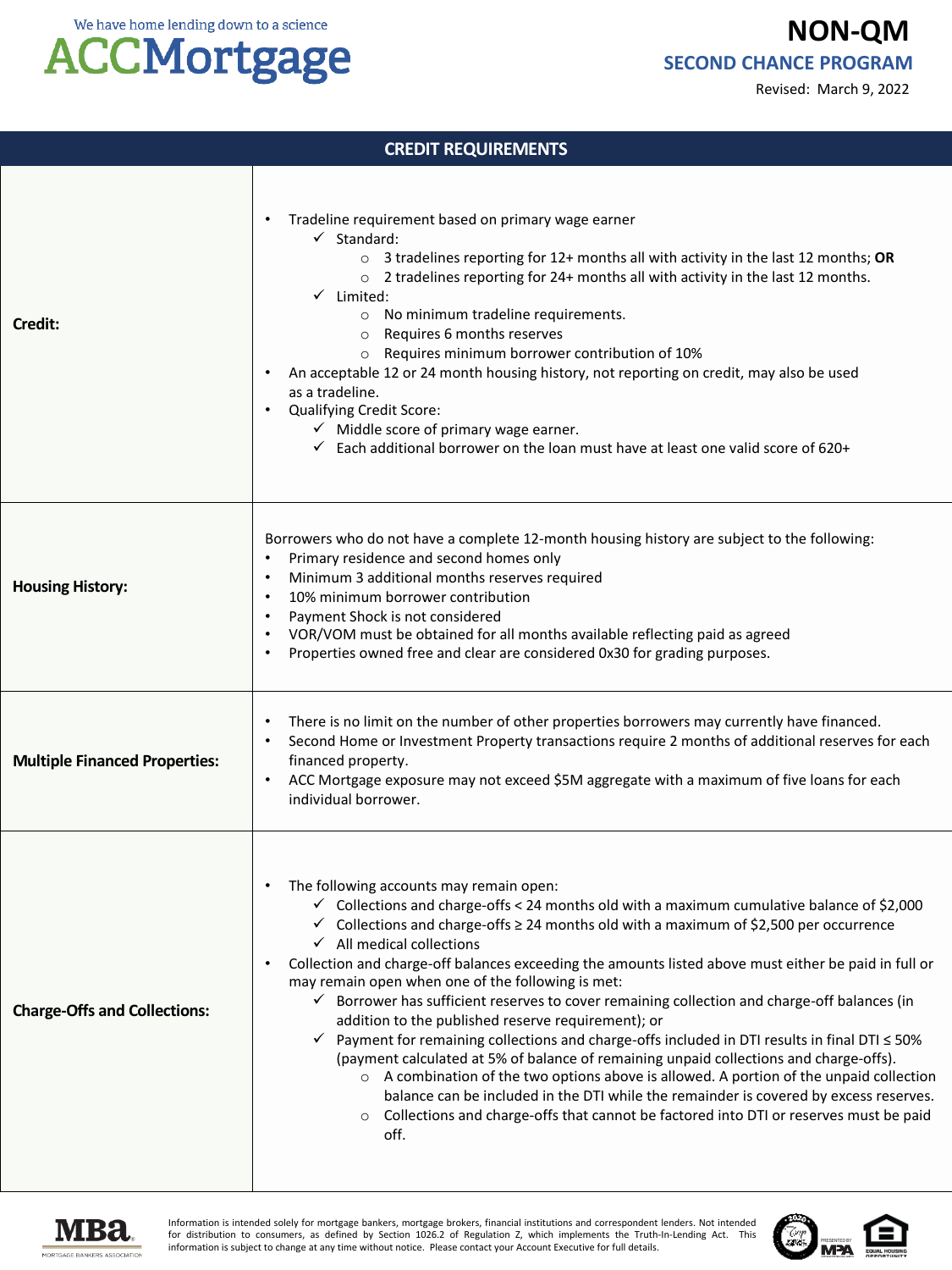# NON-QM

## SECOND CHANCE PROGRAM

Revised: March 9, 2022

| CREDIT REQUIREMENTS | |
|---|---|
| **Credit:** | • Tradeline requirement based on primary wage earner<br>  ✓ Standard:<br>    ○ 3 tradelines reporting for 12+ months all with activity in the last 12 months; **OR**<br>    ○ 2 tradelines reporting for 24+ months all with activity in the last 12 months.<br>  ✓ Limited:<br>    ○ No minimum tradeline requirements.<br>    ○ Requires 6 months reserves<br>    ○ Requires minimum borrower contribution of 10%<br>• An acceptable 12 or 24 month housing history, not reporting on credit, may also be used as a tradeline.<br>• Qualifying Credit Score:<br>  ✓ Middle score of primary wage earner.<br>  ✓ Each additional borrower on the loan must have at least one valid score of 620+ |
| **Housing History:** | Borrowers who do not have a complete 12-month housing history are subject to the following:<br>• Primary residence and second homes only<br>• Minimum 3 additional months reserves required<br>• 10% minimum borrower contribution<br>• Payment Shock is not considered<br>• VOR/VOM must be obtained for all months available reflecting paid as agreed<br>• Properties owned free and clear are considered 0x30 for grading purposes. |
| **Multiple Financed Properties:** | • There is no limit on the number of other properties borrowers may currently have financed.<br>• Second Home or Investment Property transactions require 2 months of additional reserves for each financed property.<br>• ACC Mortgage exposure may not exceed \$5M aggregate with a maximum of five loans for each individual borrower. |
| **Charge-Offs and Collections:** | • The following accounts may remain open:<br>  ✓ Collections and charge-offs < 24 months old with a maximum cumulative balance of \$2,000<br>  ✓ Collections and charge-offs ≥ 24 months old with a maximum of \$2,500 per occurrence<br>  ✓ All medical collections<br>• Collection and charge-off balances exceeding the amounts listed above must either be paid in full or may remain open when one of the following is met:<br>  ✓ Borrower has sufficient reserves to cover remaining collection and charge-off balances (in addition to the published reserve requirement); or<br>  ✓ Payment for remaining collections and charge-offs included in DTI results in final DTI ≤ 50% (payment calculated at 5% of balance of remaining unpaid collections and charge-offs).<br>    ○ A combination of the two options above is allowed. A portion of the unpaid collection balance can be included in the DTI while the remainder is covered by excess reserves.<br>    ○ Collections and charge-offs that cannot be factored into DTI or reserves must be paid off. |

Information is intended solely for mortgage bankers, mortgage brokers, financial institutions and correspondent lenders. Not intended for distribution to consumers, as defined by Section 1026.2 of Regulation Z, which implements the Truth-In-Lending Act. This information is subject to change at any time without notice. Please contact your Account Executive for full details.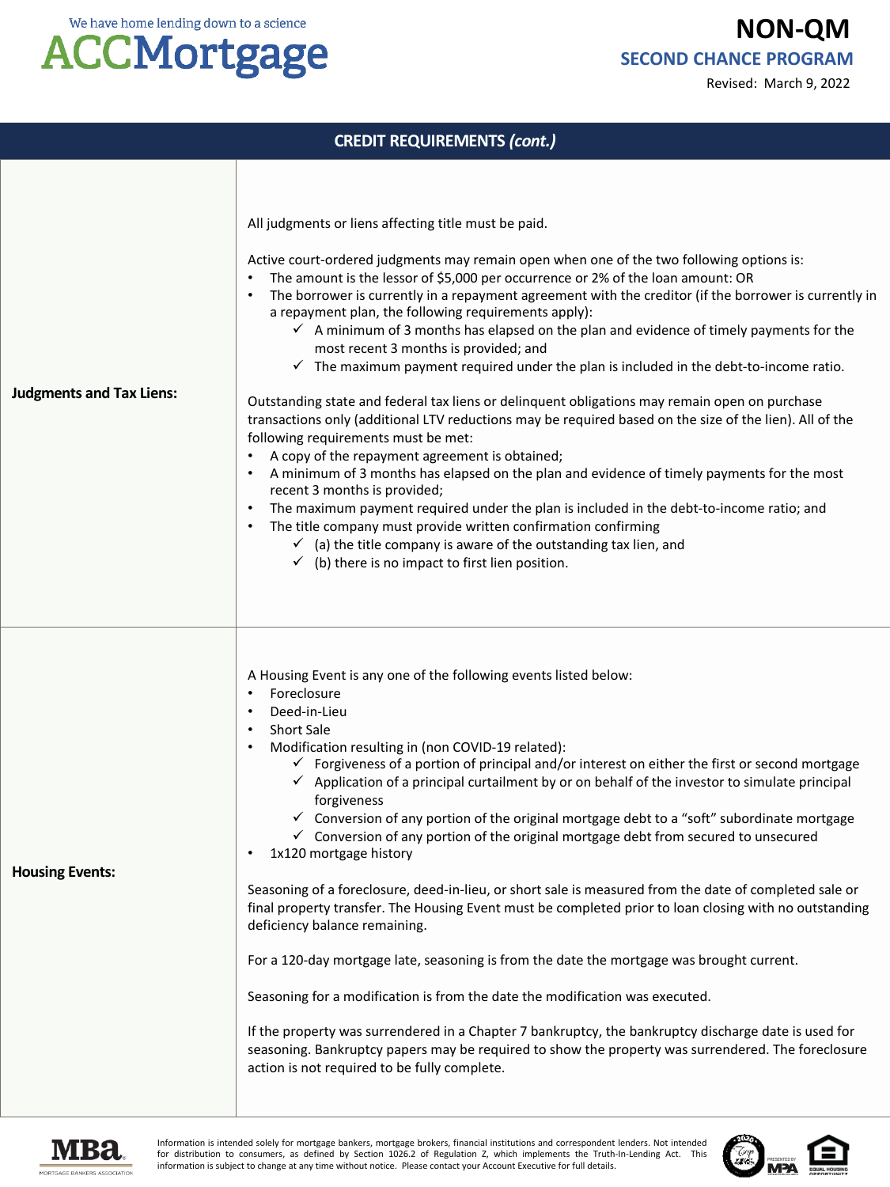## CREDIT REQUIREMENTS *(cont.)*

| | |
|---|---|
| **Judgments and Tax Liens:** | All judgments or liens affecting title must be paid.<br><br>Active court-ordered judgments may remain open when one of the two following options is:<br>• The amount is the lessor of $5,000 per occurrence or 2% of the loan amount: OR<br>• The borrower is currently in a repayment agreement with the creditor (if the borrower is currently in a repayment plan, the following requirements apply):<br>  ✓ A minimum of 3 months has elapsed on the plan and evidence of timely payments for the most recent 3 months is provided; and<br>  ✓ The maximum payment required under the plan is included in the debt-to-income ratio.<br><br>Outstanding state and federal tax liens or delinquent obligations may remain open on purchase transactions only (additional LTV reductions may be required based on the size of the lien). All of the following requirements must be met:<br>• A copy of the repayment agreement is obtained;<br>• A minimum of 3 months has elapsed on the plan and evidence of timely payments for the most recent 3 months is provided;<br>• The maximum payment required under the plan is included in the debt-to-income ratio; and<br>• The title company must provide written confirmation confirming<br>  ✓ (a) the title company is aware of the outstanding tax lien, and<br>  ✓ (b) there is no impact to first lien position. |
| **Housing Events:** | A Housing Event is any one of the following events listed below:<br>• Foreclosure<br>• Deed-in-Lieu<br>• Short Sale<br>• Modification resulting in (non COVID-19 related):<br>  ✓ Forgiveness of a portion of principal and/or interest on either the first or second mortgage<br>  ✓ Application of a principal curtailment by or on behalf of the investor to simulate principal forgiveness<br>  ✓ Conversion of any portion of the original mortgage debt to a "soft" subordinate mortgage<br>  ✓ Conversion of any portion of the original mortgage debt from secured to unsecured<br>• 1x120 mortgage history<br><br>Seasoning of a foreclosure, deed-in-lieu, or short sale is measured from the date of completed sale or final property transfer. The Housing Event must be completed prior to loan closing with no outstanding deficiency balance remaining.<br><br>For a 120-day mortgage late, seasoning is from the date the mortgage was brought current.<br><br>Seasoning for a modification is from the date the modification was executed.<br><br>If the property was surrendered in a Chapter 7 bankruptcy, the bankruptcy discharge date is used for seasoning. Bankruptcy papers may be required to show the property was surrendered. The foreclosure action is not required to be fully complete. |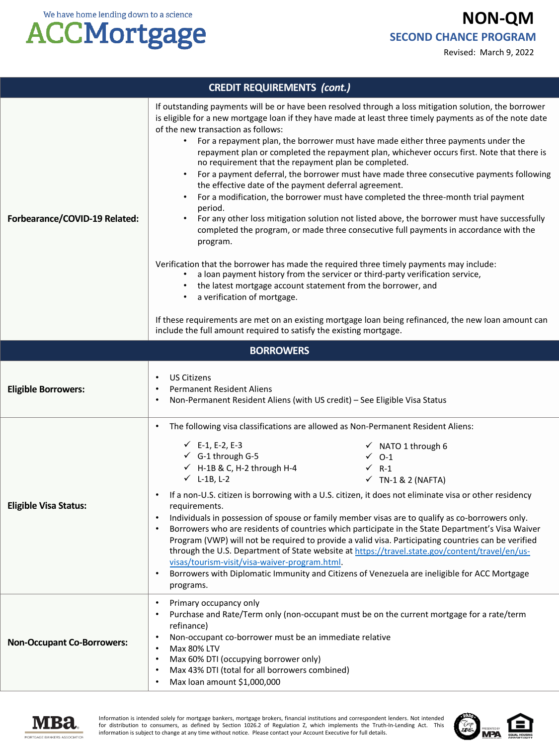| CREDIT REQUIREMENTS *(cont.)* | |
|---|---|
| **Forbearance/COVID-19 Related:** | If outstanding payments will be or have been resolved through a loss mitigation solution, the borrower is eligible for a new mortgage loan if they have made at least three timely payments as of the note date of the new transaction as follows:<br>• For a repayment plan, the borrower must have made either three payments under the repayment plan or completed the repayment plan, whichever occurs first. Note that there is no requirement that the repayment plan be completed.<br>• For a payment deferral, the borrower must have made three consecutive payments following the effective date of the payment deferral agreement.<br>• For a modification, the borrower must have completed the three-month trial payment period.<br>• For any other loss mitigation solution not listed above, the borrower must have successfully completed the program, or made three consecutive full payments in accordance with the program.<br><br>Verification that the borrower has made the required three timely payments may include:<br>• a loan payment history from the servicer or third-party verification service,<br>• the latest mortgage account statement from the borrower, and<br>• a verification of mortgage.<br><br>If these requirements are met on an existing mortgage loan being refinanced, the new loan amount can include the full amount required to satisfy the existing mortgage. |

| BORROWERS | |
|---|---|
| **Eligible Borrowers:** | • US Citizens<br>• Permanent Resident Aliens<br>• Non-Permanent Resident Aliens (with US credit) – See Eligible Visa Status |
| **Eligible Visa Status:** | • The following visa classifications are allowed as Non-Permanent Resident Aliens:<br>✓ E-1, E-2, E-3<br>✓ G-1 through G-5<br>✓ H-1B & C, H-2 through H-4<br>✓ L-1B, L-2<br>✓ NATO 1 through 6<br>✓ O-1<br>✓ R-1<br>✓ TN-1 & 2 (NAFTA)<br>• If a non-U.S. citizen is borrowing with a U.S. citizen, it does not eliminate visa or other residency requirements.<br>• Individuals in possession of spouse or family member visas are to qualify as co-borrowers only.<br>• Borrowers who are residents of countries which participate in the State Department's Visa Waiver Program (VWP) will not be required to provide a valid visa. Participating countries can be verified through the U.S. Department of State website at https://travel.state.gov/content/travel/en/us-visas/tourism-visit/visa-waiver-program.html.<br>• Borrowers with Diplomatic Immunity and Citizens of Venezuela are ineligible for ACC Mortgage programs. |
| **Non-Occupant Co-Borrowers:** | • Primary occupancy only<br>• Purchase and Rate/Term only (non-occupant must be on the current mortgage for a rate/term refinance)<br>• Non-occupant co-borrower must be an immediate relative<br>• Max 80% LTV<br>• Max 60% DTI (occupying borrower only)<br>• Max 43% DTI (total for all borrowers combined)<br>• Max loan amount $1,000,000 |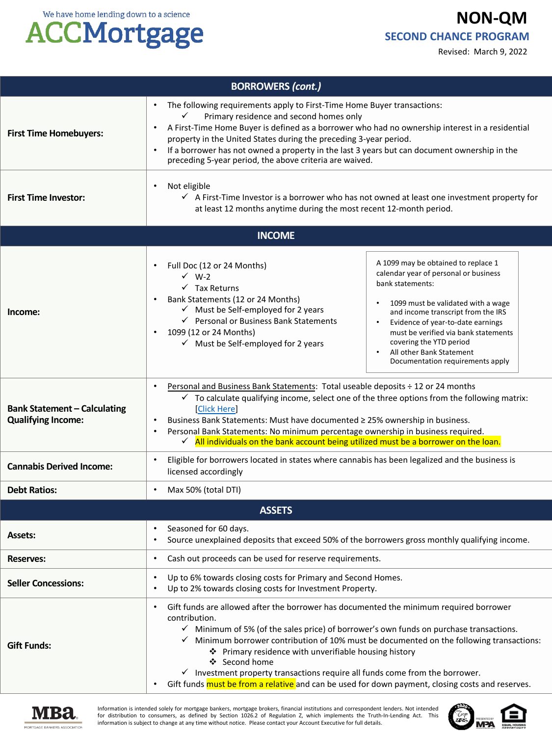| BORROWERS *(cont.)* | |
|---|---|
| **First Time Homebuyers:** | • The following requirements apply to First-Time Home Buyer transactions:<br>✓ Primary residence and second homes only<br>• A First-Time Home Buyer is defined as a borrower who had no ownership interest in a residential property in the United States during the preceding 3-year period.<br>• If a borrower has not owned a property in the last 3 years but can document ownership in the preceding 5-year period, the above criteria are waived. |
| **First Time Investor:** | • Not eligible<br>✓ A First-Time Investor is a borrower who has not owned at least one investment property for at least 12 months anytime during the most recent 12-month period. |
| **INCOME** | |
| **Income:** | • Full Doc (12 or 24 Months)<br>✓ W-2<br>✓ Tax Returns<br>• Bank Statements (12 or 24 Months)<br>✓ Must be Self-employed for 2 years<br>✓ Personal or Business Bank Statements<br>• 1099 (12 or 24 Months)<br>✓ Must be Self-employed for 2 years<br><br>A 1099 may be obtained to replace 1 calendar year of personal or business bank statements:<br>• 1099 must be validated with a wage and income transcript from the IRS<br>• Evidence of year-to-date earnings must be verified via bank statements covering the YTD period<br>• All other Bank Statement Documentation requirements apply |
| **Bank Statement – Calculating Qualifying Income:** | • Personal and Business Bank Statements: Total useable deposits ÷ 12 or 24 months<br>✓ To calculate qualifying income, select one of the three options from the following matrix: [Click Here]<br>• Business Bank Statements: Must have documented ≥ 25% ownership in business.<br>• Personal Bank Statements: No minimum percentage ownership in business required.<br>✓ All individuals on the bank account being utilized must be a borrower on the loan. |
| **Cannabis Derived Income:** | • Eligible for borrowers located in states where cannabis has been legalized and the business is licensed accordingly |
| **Debt Ratios:** | • Max 50% (total DTI) |
| **ASSETS** | |
| **Assets:** | • Seasoned for 60 days.<br>• Source unexplained deposits that exceed 50% of the borrowers gross monthly qualifying income. |
| **Reserves:** | • Cash out proceeds can be used for reserve requirements. |
| **Seller Concessions:** | • Up to 6% towards closing costs for Primary and Second Homes.<br>• Up to 2% towards closing costs for Investment Property. |
| **Gift Funds:** | • Gift funds are allowed after the borrower has documented the minimum required borrower contribution.<br>✓ Minimum of 5% (of the sales price) of borrower's own funds on purchase transactions.<br>✓ Minimum borrower contribution of 10% must be documented on the following transactions:<br>❖ Primary residence with unverifiable housing history<br>❖ Second home<br>✓ Investment property transactions require all funds come from the borrower.<br>• Gift funds must be from a relative and can be used for down payment, closing costs and reserves. |

Information is intended solely for mortgage bankers, mortgage brokers, financial institutions and correspondent lenders. Not intended for distribution to consumers, as defined by Section 1026.2 of Regulation Z, which implements the Truth-In-Lending Act. This information is subject to change at any time without notice. Please contact your Account Executive for full details.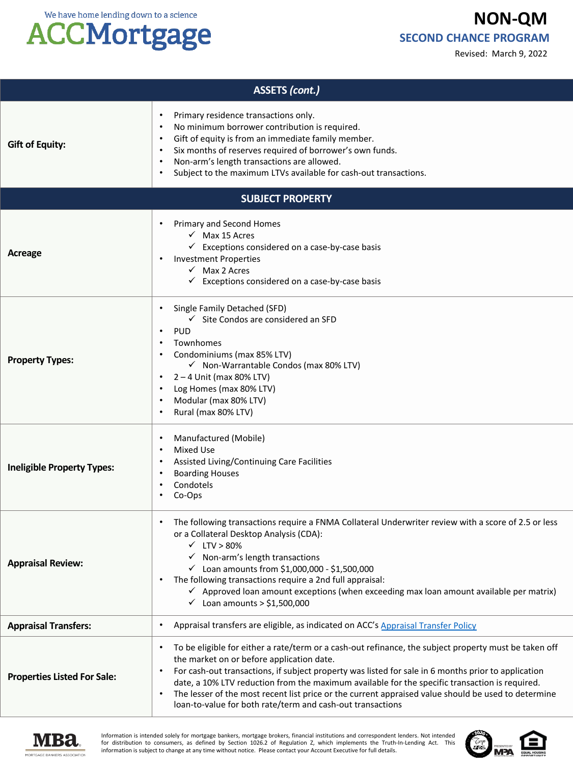## ASSETS *(cont.)*

| | |
|---|---|
| **Gift of Equity:** | • Primary residence transactions only.<br>• No minimum borrower contribution is required.<br>• Gift of equity is from an immediate family member.<br>• Six months of reserves required of borrower's own funds.<br>• Non-arm's length transactions are allowed.<br>• Subject to the maximum LTVs available for cash-out transactions. |

## SUBJECT PROPERTY

| | |
|---|---|
| **Acreage** | • Primary and Second Homes<br>  ✓ Max 15 Acres<br>  ✓ Exceptions considered on a case-by-case basis<br>• Investment Properties<br>  ✓ Max 2 Acres<br>  ✓ Exceptions considered on a case-by-case basis |
| **Property Types:** | • Single Family Detached (SFD)<br>  ✓ Site Condos are considered an SFD<br>• PUD<br>• Townhomes<br>• Condominiums (max 85% LTV)<br>  ✓ Non-Warrantable Condos (max 80% LTV)<br>• 2 – 4 Unit (max 80% LTV)<br>• Log Homes (max 80% LTV)<br>• Modular (max 80% LTV)<br>• Rural (max 80% LTV) |
| **Ineligible Property Types:** | • Manufactured (Mobile)<br>• Mixed Use<br>• Assisted Living/Continuing Care Facilities<br>• Boarding Houses<br>• Condotels<br>• Co-Ops |
| **Appraisal Review:** | • The following transactions require a FNMA Collateral Underwriter review with a score of 2.5 or less or a Collateral Desktop Analysis (CDA):<br>  ✓ LTV > 80%<br>  ✓ Non-arm's length transactions<br>  ✓ Loan amounts from $1,000,000 - $1,500,000<br>• The following transactions require a 2nd full appraisal:<br>  ✓ Approved loan amount exceptions (when exceeding max loan amount available per matrix)<br>  ✓ Loan amounts > $1,500,000 |
| **Appraisal Transfers:** | • Appraisal transfers are eligible, as indicated on ACC's Appraisal Transfer Policy |
| **Properties Listed For Sale:** | • To be eligible for either a rate/term or a cash-out refinance, the subject property must be taken off the market on or before application date.<br>• For cash-out transactions, if subject property was listed for sale in 6 months prior to application date, a 10% LTV reduction from the maximum available for the specific transaction is required.<br>• The lesser of the most recent list price or the current appraised value should be used to determine loan-to-value for both rate/term and cash-out transactions |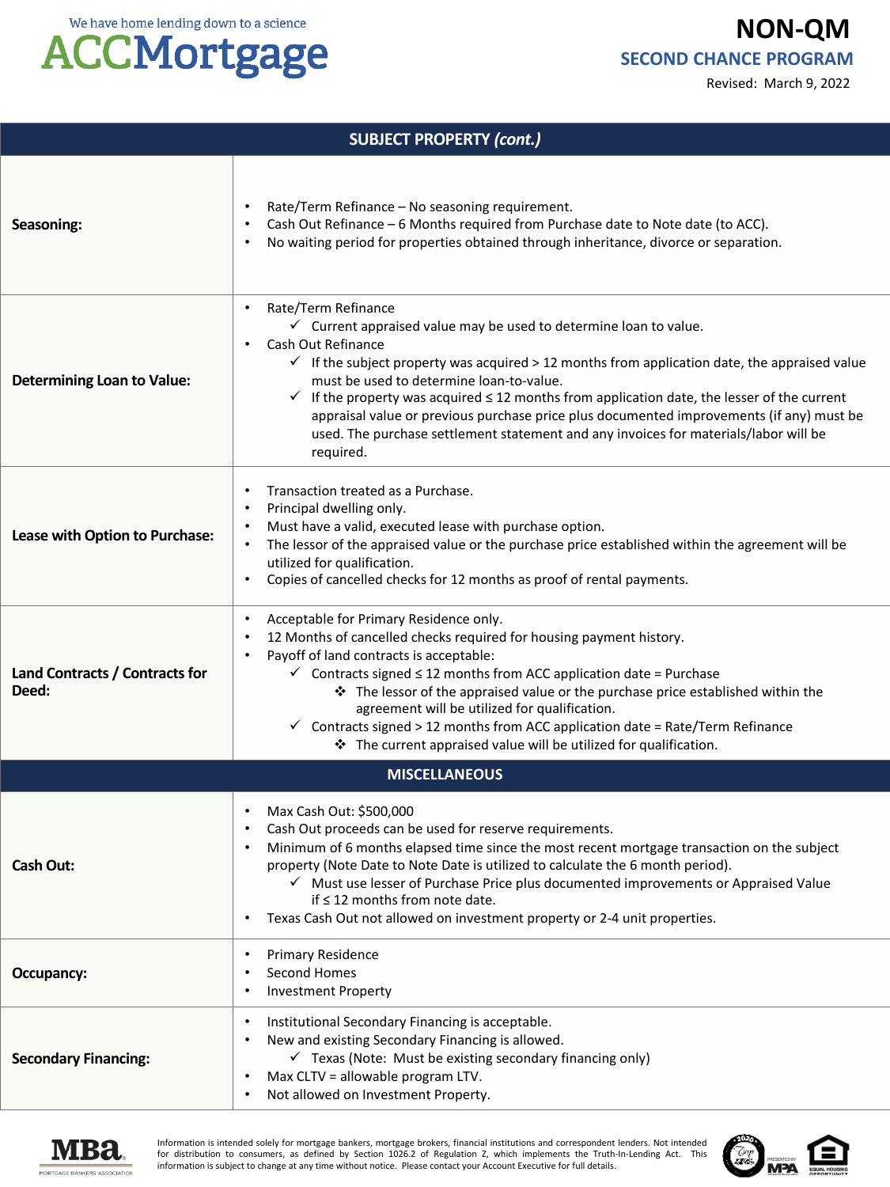| SUBJECT PROPERTY *(cont.)* | |
|---|---|
| **Seasoning:** | • Rate/Term Refinance – No seasoning requirement.<br>• Cash Out Refinance – 6 Months required from Purchase date to Note date (to ACC).<br>• No waiting period for properties obtained through inheritance, divorce or separation. |
| **Determining Loan to Value:** | • Rate/Term Refinance<br>  ✓ Current appraised value may be used to determine loan to value.<br>• Cash Out Refinance<br>  ✓ If the subject property was acquired > 12 months from application date, the appraised value must be used to determine loan-to-value.<br>  ✓ If the property was acquired ≤ 12 months from application date, the lesser of the current appraisal value or previous purchase price plus documented improvements (if any) must be used. The purchase settlement statement and any invoices for materials/labor will be required. |
| **Lease with Option to Purchase:** | • Transaction treated as a Purchase.<br>• Principal dwelling only.<br>• Must have a valid, executed lease with purchase option.<br>• The lessor of the appraised value or the purchase price established within the agreement will be utilized for qualification.<br>• Copies of cancelled checks for 12 months as proof of rental payments. |
| **Land Contracts / Contracts for Deed:** | • Acceptable for Primary Residence only.<br>• 12 Months of cancelled checks required for housing payment history.<br>• Payoff of land contracts is acceptable:<br>  ✓ Contracts signed ≤ 12 months from ACC application date = Purchase<br>    ❖ The lessor of the appraised value or the purchase price established within the agreement will be utilized for qualification.<br>  ✓ Contracts signed > 12 months from ACC application date = Rate/Term Refinance<br>    ❖ The current appraised value will be utilized for qualification. |
| **MISCELLANEOUS** | |
| **Cash Out:** | • Max Cash Out: $500,000<br>• Cash Out proceeds can be used for reserve requirements.<br>• Minimum of 6 months elapsed time since the most recent mortgage transaction on the subject property (Note Date to Note Date is utilized to calculate the 6 month period).<br>  ✓ Must use lesser of Purchase Price plus documented improvements or Appraised Value if ≤ 12 months from note date.<br>• Texas Cash Out not allowed on investment property or 2-4 unit properties. |
| **Occupancy:** | • Primary Residence<br>• Second Homes<br>• Investment Property |
| **Secondary Financing:** | • Institutional Secondary Financing is acceptable.<br>• New and existing Secondary Financing is allowed.<br>  ✓ Texas (Note: Must be existing secondary financing only)<br>• Max CLTV = allowable program LTV.<br>• Not allowed on Investment Property. |

Information is intended solely for mortgage bankers, mortgage brokers, financial institutions and correspondent lenders. Not intended for distribution to consumers, as defined by Section 1026.2 of Regulation Z, which implements the Truth-In-Lending Act. This information is subject to change at any time without notice. Please contact your Account Executive for full details.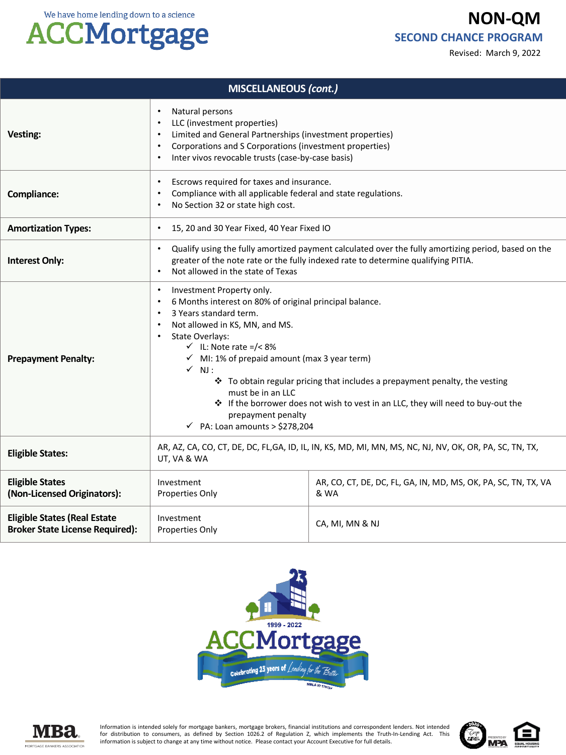We have home lending down to a science

# ACCMortgage

# NON-QM
## SECOND CHANCE PROGRAM
Revised: March 9, 2022

| MISCELLANEOUS *(cont.)* | | |
|---|---|---|
| **Vesting:** | • Natural persons<br>• LLC (investment properties)<br>• Limited and General Partnerships (investment properties)<br>• Corporations and S Corporations (investment properties)<br>• Inter vivos revocable trusts (case-by-case basis) | |
| **Compliance:** | • Escrows required for taxes and insurance.<br>• Compliance with all applicable federal and state regulations.<br>• No Section 32 or state high cost. | |
| **Amortization Types:** | • 15, 20 and 30 Year Fixed, 40 Year Fixed IO | |
| **Interest Only:** | • Qualify using the fully amortized payment calculated over the fully amortizing period, based on the greater of the note rate or the fully indexed rate to determine qualifying PITIA.<br>• Not allowed in the state of Texas | |
| **Prepayment Penalty:** | • Investment Property only.<br>• 6 Months interest on 80% of original principal balance.<br>• 3 Years standard term.<br>• Not allowed in KS, MN, and MS.<br>• State Overlays:<br>✓ IL: Note rate =/< 8%<br>✓ MI: 1% of prepaid amount (max 3 year term)<br>✓ NJ :<br>❖ To obtain regular pricing that includes a prepayment penalty, the vesting must be in an LLC<br>❖ If the borrower does not wish to vest in an LLC, they will need to buy-out the prepayment penalty<br>✓ PA: Loan amounts > $278,204 | |
| **Eligible States:** | AR, AZ, CA, CO, CT, DE, DC, FL,GA, ID, IL, IN, KS, MD, MI, MN, MS, NC, NJ, NV, OK, OR, PA, SC, TN, TX, UT, VA & WA | |
| **Eligible States (Non-Licensed Originators):** | Investment Properties Only | AR, CO, CT, DE, DC, FL, GA, IN, MD, MS, OK, PA, SC, TN, TX, VA & WA |
| **Eligible States (Real Estate Broker State License Required):** | Investment Properties Only | CA, MI, MN & NJ |

1999 - 2022

ACCMortgage

Celebrating 23 years of Lending for the Better

Information is intended solely for mortgage bankers, mortgage brokers, financial institutions and correspondent lenders. Not intended for distribution to consumers, as defined by Section 1026.2 of Regulation Z, which implements the Truth-In-Lending Act. This information is subject to change at any time without notice. Please contact your Account Executive for full details.